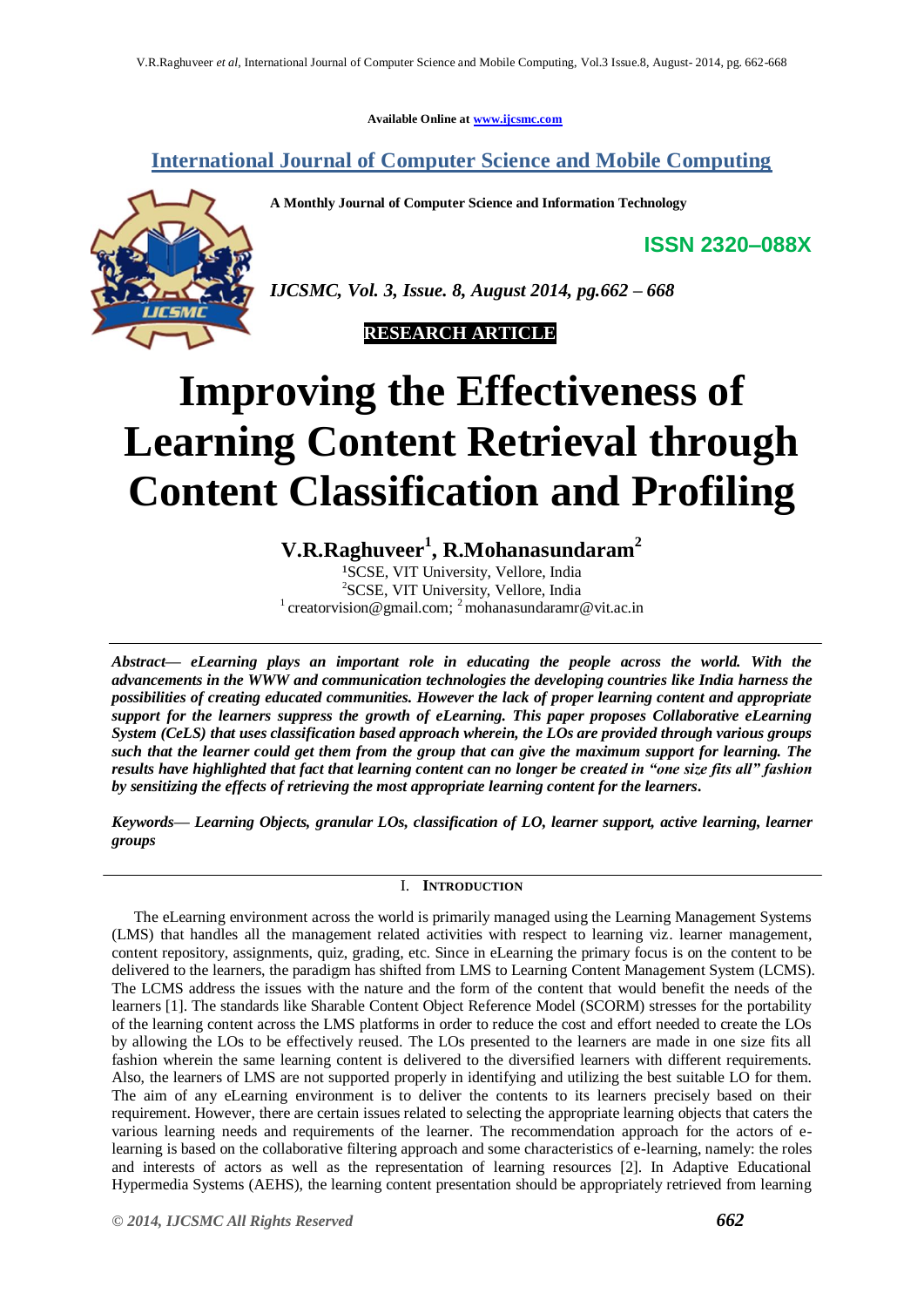Available Online at www.ijcsmc.com

# International Journal of Computer Science and Mobile Computing

**A Monthly Journal of Computer Science and Information Technology**

**ISSN 2320–088X**

*IJCSMC, Vol. 3, Issue. 8, August 2014, pg.662 – 668*

**RESEARCH ARTICLE**

# Improving the Effectiveness of Learning Content Retrieval through Content Classification and Profiling

**V.R.Raghuveer[1], R.Mohanasundaram[2]**

[1]SCSE, VIT University, Vellore, India
[2]SCSE, VIT University, Vellore, India
[1] creatorvision@gmail.com; [2] mohanasundaramr@vit.ac.in

***Abstract****— eLearning plays an important role in educating the people across the world. With the advancements in the WWW and communication technologies the developing countries like India harness the possibilities of creating educated communities. However the lack of proper learning content and appropriate support for the learners suppress the growth of eLearning. This paper proposes Collaborative eLearning System (CeLS) that uses classification based approach wherein, the LOs are provided through various groups such that the learner could get them from the group that can give the maximum support for learning. The results have highlighted that fact that learning content can no longer be created in "one size fits all" fashion by sensitizing the effects of retrieving the most appropriate learning content for the learners.*

***Keywords****— Learning Objects, granular LOs, classification of LO, learner support, active learning, learner groups*

## I. Introduction

The eLearning environment across the world is primarily managed using the Learning Management Systems (LMS) that handles all the management related activities with respect to learning viz. learner management, content repository, assignments, quiz, grading, etc. Since in eLearning the primary focus is on the content to be delivered to the learners, the paradigm has shifted from LMS to Learning Content Management System (LCMS). The LCMS address the issues with the nature and the form of the content that would benefit the needs of the learners [1]. The standards like Sharable Content Object Reference Model (SCORM) stresses for the portability of the learning content across the LMS platforms in order to reduce the cost and effort needed to create the LOs by allowing the LOs to be effectively reused. The LOs presented to the learners are made in one size fits all fashion wherein the same learning content is delivered to the diversified learners with different requirements. Also, the learners of LMS are not supported properly in identifying and utilizing the best suitable LO for them. The aim of any eLearning environment is to deliver the contents to its learners precisely based on their requirement. However, there are certain issues related to selecting the appropriate learning objects that caters the various learning needs and requirements of the learner. The recommendation approach for the actors of e-learning is based on the collaborative filtering approach and some characteristics of e-learning, namely: the roles and interests of actors as well as the representation of learning resources [2]. In Adaptive Educational Hypermedia Systems (AEHS), the learning content presentation should be appropriately retrieved from learning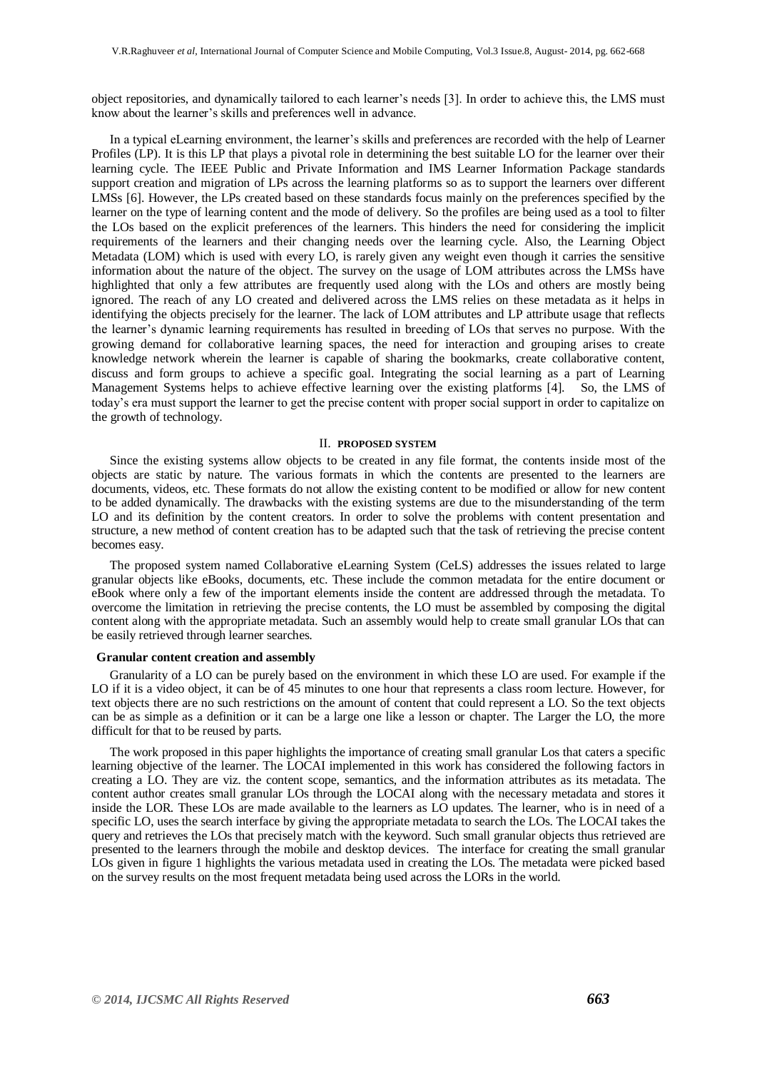object repositories, and dynamically tailored to each learner's needs [3]. In order to achieve this, the LMS must know about the learner's skills and preferences well in advance.

In a typical eLearning environment, the learner's skills and preferences are recorded with the help of Learner Profiles (LP). It is this LP that plays a pivotal role in determining the best suitable LO for the learner over their learning cycle. The IEEE Public and Private Information and IMS Learner Information Package standards support creation and migration of LPs across the learning platforms so as to support the learners over different LMSs [6]. However, the LPs created based on these standards focus mainly on the preferences specified by the learner on the type of learning content and the mode of delivery. So the profiles are being used as a tool to filter the LOs based on the explicit preferences of the learners. This hinders the need for considering the implicit requirements of the learners and their changing needs over the learning cycle. Also, the Learning Object Metadata (LOM) which is used with every LO, is rarely given any weight even though it carries the sensitive information about the nature of the object. The survey on the usage of LOM attributes across the LMSs have highlighted that only a few attributes are frequently used along with the LOs and others are mostly being ignored. The reach of any LO created and delivered across the LMS relies on these metadata as it helps in identifying the objects precisely for the learner. The lack of LOM attributes and LP attribute usage that reflects the learner's dynamic learning requirements has resulted in breeding of LOs that serves no purpose. With the growing demand for collaborative learning spaces, the need for interaction and grouping arises to create knowledge network wherein the learner is capable of sharing the bookmarks, create collaborative content, discuss and form groups to achieve a specific goal. Integrating the social learning as a part of Learning Management Systems helps to achieve effective learning over the existing platforms [4]. So, the LMS of today's era must support the learner to get the precise content with proper social support in order to capitalize on the growth of technology.

## II. PROPOSED SYSTEM

Since the existing systems allow objects to be created in any file format, the contents inside most of the objects are static by nature. The various formats in which the contents are presented to the learners are documents, videos, etc. These formats do not allow the existing content to be modified or allow for new content to be added dynamically. The drawbacks with the existing systems are due to the misunderstanding of the term LO and its definition by the content creators. In order to solve the problems with content presentation and structure, a new method of content creation has to be adapted such that the task of retrieving the precise content becomes easy.

The proposed system named Collaborative eLearning System (CeLS) addresses the issues related to large granular objects like eBooks, documents, etc. These include the common metadata for the entire document or eBook where only a few of the important elements inside the content are addressed through the metadata. To overcome the limitation in retrieving the precise contents, the LO must be assembled by composing the digital content along with the appropriate metadata. Such an assembly would help to create small granular LOs that can be easily retrieved through learner searches.

### Granular content creation and assembly

Granularity of a LO can be purely based on the environment in which these LO are used. For example if the LO if it is a video object, it can be of 45 minutes to one hour that represents a class room lecture. However, for text objects there are no such restrictions on the amount of content that could represent a LO. So the text objects can be as simple as a definition or it can be a large one like a lesson or chapter. The Larger the LO, the more difficult for that to be reused by parts.

The work proposed in this paper highlights the importance of creating small granular Los that caters a specific learning objective of the learner. The LOCAI implemented in this work has considered the following factors in creating a LO. They are viz. the content scope, semantics, and the information attributes as its metadata. The content author creates small granular LOs through the LOCAI along with the necessary metadata and stores it inside the LOR. These LOs are made available to the learners as LO updates. The learner, who is in need of a specific LO, uses the search interface by giving the appropriate metadata to search the LOs. The LOCAI takes the query and retrieves the LOs that precisely match with the keyword. Such small granular objects thus retrieved are presented to the learners through the mobile and desktop devices. The interface for creating the small granular LOs given in figure 1 highlights the various metadata used in creating the LOs. The metadata were picked based on the survey results on the most frequent metadata being used across the LORs in the world.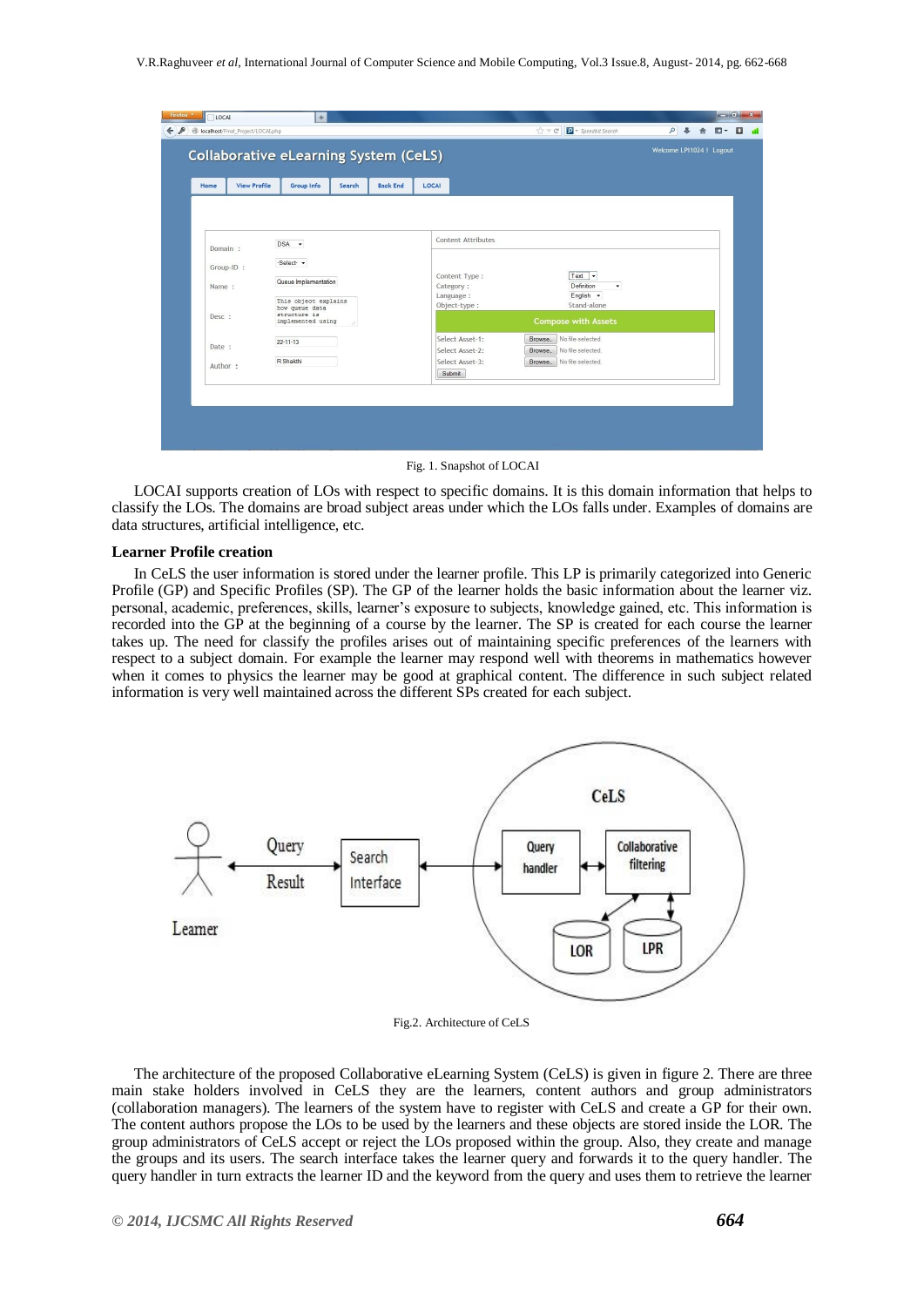Fig. 1. Snapshot of LOCAI

LOCAI supports creation of LOs with respect to specific domains. It is this domain information that helps to classify the LOs. The domains are broad subject areas under which the LOs falls under. Examples of domains are data structures, artificial intelligence, etc.

**Learner Profile creation**

In CeLS the user information is stored under the learner profile. This LP is primarily categorized into Generic Profile (GP) and Specific Profiles (SP). The GP of the learner holds the basic information about the learner viz. personal, academic, preferences, skills, learner's exposure to subjects, knowledge gained, etc. This information is recorded into the GP at the beginning of a course by the learner. The SP is created for each course the learner takes up. The need for classify the profiles arises out of maintaining specific preferences of the learners with respect to a subject domain. For example the learner may respond well with theorems in mathematics however when it comes to physics the learner may be good at graphical content. The difference in such subject related information is very well maintained across the different SPs created for each subject.

Fig.2. Architecture of CeLS

The architecture of the proposed Collaborative eLearning System (CeLS) is given in figure 2. There are three main stake holders involved in CeLS they are the learners, content authors and group administrators (collaboration managers). The learners of the system have to register with CeLS and create a GP for their own. The content authors propose the LOs to be used by the learners and these objects are stored inside the LOR. The group administrators of CeLS accept or reject the LOs proposed within the group. Also, they create and manage the groups and its users. The search interface takes the learner query and forwards it to the query handler. The query handler in turn extracts the learner ID and the keyword from the query and uses them to retrieve the learner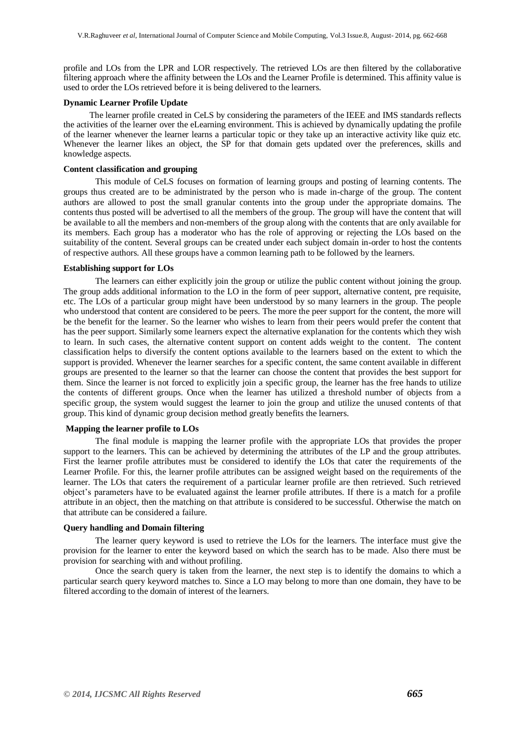profile and LOs from the LPR and LOR respectively. The retrieved LOs are then filtered by the collaborative filtering approach where the affinity between the LOs and the Learner Profile is determined. This affinity value is used to order the LOs retrieved before it is being delivered to the learners.

**Dynamic Learner Profile Update**

The learner profile created in CeLS by considering the parameters of the IEEE and IMS standards reflects the activities of the learner over the eLearning environment. This is achieved by dynamically updating the profile of the learner whenever the learner learns a particular topic or they take up an interactive activity like quiz etc. Whenever the learner likes an object, the SP for that domain gets updated over the preferences, skills and knowledge aspects.

**Content classification and grouping**

This module of CeLS focuses on formation of learning groups and posting of learning contents. The groups thus created are to be administrated by the person who is made in-charge of the group. The content authors are allowed to post the small granular contents into the group under the appropriate domains. The contents thus posted will be advertised to all the members of the group. The group will have the content that will be available to all the members and non-members of the group along with the contents that are only available for its members. Each group has a moderator who has the role of approving or rejecting the LOs based on the suitability of the content. Several groups can be created under each subject domain in-order to host the contents of respective authors. All these groups have a common learning path to be followed by the learners.

**Establishing support for LOs**

The learners can either explicitly join the group or utilize the public content without joining the group. The group adds additional information to the LO in the form of peer support, alternative content, pre requisite, etc. The LOs of a particular group might have been understood by so many learners in the group. The people who understood that content are considered to be peers. The more the peer support for the content, the more will be the benefit for the learner. So the learner who wishes to learn from their peers would prefer the content that has the peer support. Similarly some learners expect the alternative explanation for the contents which they wish to learn. In such cases, the alternative content support on content adds weight to the content. The content classification helps to diversify the content options available to the learners based on the extent to which the support is provided. Whenever the learner searches for a specific content, the same content available in different groups are presented to the learner so that the learner can choose the content that provides the best support for them. Since the learner is not forced to explicitly join a specific group, the learner has the free hands to utilize the contents of different groups. Once when the learner has utilized a threshold number of objects from a specific group, the system would suggest the learner to join the group and utilize the unused contents of that group. This kind of dynamic group decision method greatly benefits the learners.

**Mapping the learner profile to LOs**

The final module is mapping the learner profile with the appropriate LOs that provides the proper support to the learners. This can be achieved by determining the attributes of the LP and the group attributes. First the learner profile attributes must be considered to identify the LOs that cater the requirements of the Learner Profile. For this, the learner profile attributes can be assigned weight based on the requirements of the learner. The LOs that caters the requirement of a particular learner profile are then retrieved. Such retrieved object's parameters have to be evaluated against the learner profile attributes. If there is a match for a profile attribute in an object, then the matching on that attribute is considered to be successful. Otherwise the match on that attribute can be considered a failure.

**Query handling and Domain filtering**

The learner query keyword is used to retrieve the LOs for the learners. The interface must give the provision for the learner to enter the keyword based on which the search has to be made. Also there must be provision for searching with and without profiling.

Once the search query is taken from the learner, the next step is to identify the domains to which a particular search query keyword matches to. Since a LO may belong to more than one domain, they have to be filtered according to the domain of interest of the learners.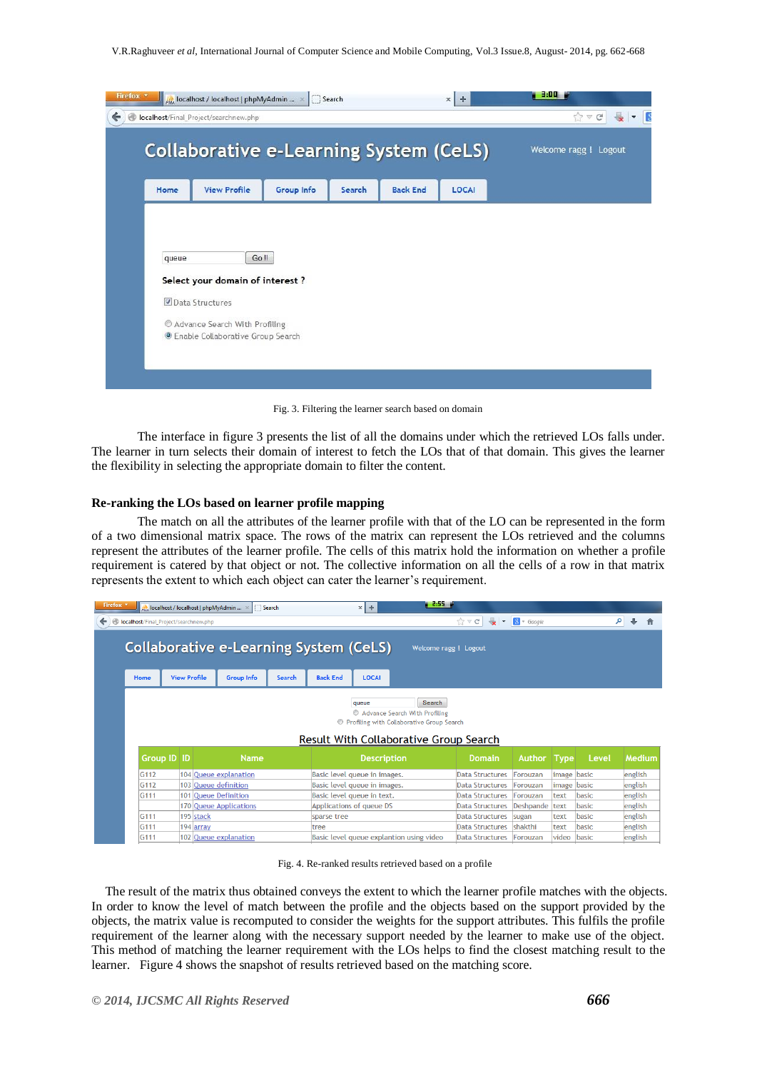Fig. 3. Filtering the learner search based on domain

The interface in figure 3 presents the list of all the domains under which the retrieved LOs falls under. The learner in turn selects their domain of interest to fetch the LOs that of that domain. This gives the learner the flexibility in selecting the appropriate domain to filter the content.

**Re-ranking the LOs based on learner profile mapping**

The match on all the attributes of the learner profile with that of the LO can be represented in the form of a two dimensional matrix space. The rows of the matrix can represent the LOs retrieved and the columns represent the attributes of the learner profile. The cells of this matrix hold the information on whether a profile requirement is catered by that object or not. The collective information on all the cells of a row in that matrix represents the extent to which each object can cater the learner's requirement.

Fig. 4. Re-ranked results retrieved based on a profile

The result of the matrix thus obtained conveys the extent to which the learner profile matches with the objects. In order to know the level of match between the profile and the objects based on the support provided by the objects, the matrix value is recomputed to consider the weights for the support attributes. This fulfils the profile requirement of the learner along with the necessary support needed by the learner to make use of the object. This method of matching the learner requirement with the LOs helps to find the closest matching result to the learner. Figure 4 shows the snapshot of results retrieved based on the matching score.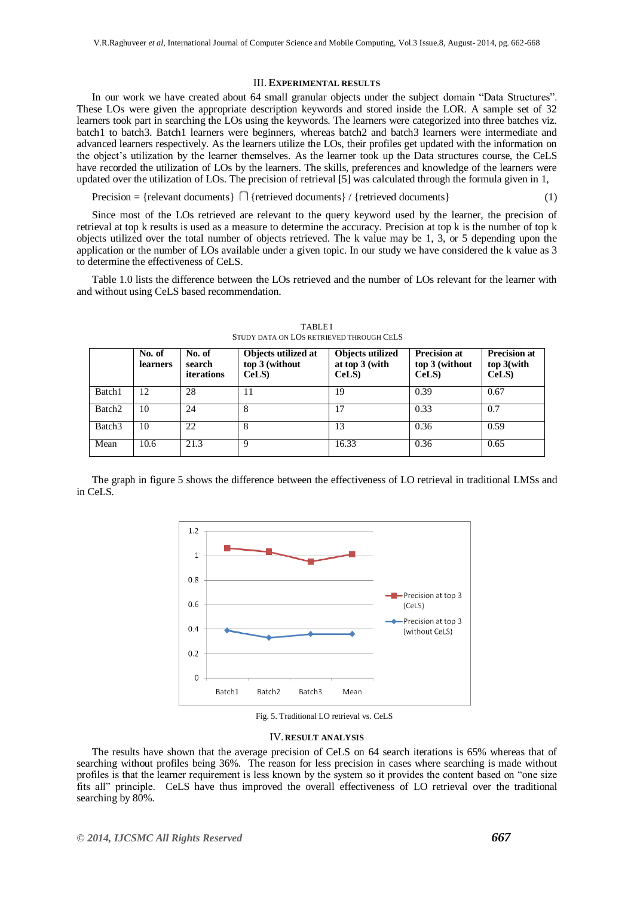## III. EXPERIMENTAL RESULTS

In our work we have created about 64 small granular objects under the subject domain "Data Structures". These LOs were given the appropriate description keywords and stored inside the LOR. A sample set of 32 learners took part in searching the LOs using the keywords. The learners were categorized into three batches viz. batch1 to batch3. Batch1 learners were beginners, whereas batch2 and batch3 learners were intermediate and advanced learners respectively. As the learners utilize the LOs, their profiles get updated with the information on the object's utilization by the learner themselves. As the learner took up the Data structures course, the CeLS have recorded the utilization of LOs by the learners. The skills, preferences and knowledge of the learners were updated over the utilization of LOs. The precision of retrieval [5] was calculated through the formula given in 1,

$$\text{Precision} = \{\text{relevant documents}\} \cap \{\text{retrieved documents}\} / \{\text{retrieved documents}\} \quad (1)$$

Since most of the LOs retrieved are relevant to the query keyword used by the learner, the precision of retrieval at top k results is used as a measure to determine the accuracy. Precision at top k is the number of top k objects utilized over the total number of objects retrieved. The k value may be 1, 3, or 5 depending upon the application or the number of LOs available under a given topic. In our study we have considered the k value as 3 to determine the effectiveness of CeLS.

Table 1.0 lists the difference between the LOs retrieved and the number of LOs relevant for the learner with and without using CeLS based recommendation.

TABLE I
STUDY DATA ON LOS RETRIEVED THROUGH CELS

| | No. of learners | No. of search iterations | Objects utilized at top 3 (without CeLS) | Objects utilized at top 3 (with CeLS) | Precision at top 3 (without CeLS) | Precision at top 3(with CeLS) |
|---|---|---|---|---|---|---|
| Batch1 | 12 | 28 | 11 | 19 | 0.39 | 0.67 |
| Batch2 | 10 | 24 | 8 | 17 | 0.33 | 0.7 |
| Batch3 | 10 | 22 | 8 | 13 | 0.36 | 0.59 |
| Mean | 10.6 | 21.3 | 9 | 16.33 | 0.36 | 0.65 |

The graph in figure 5 shows the difference between the effectiveness of LO retrieval in traditional LMSs and in CeLS.

Fig. 5. Traditional LO retrieval vs. CeLS

## IV. RESULT ANALYSIS

The results have shown that the average precision of CeLS on 64 search iterations is 65% whereas that of searching without profiles being 36%. The reason for less precision in cases where searching is made without profiles is that the learner requirement is less known by the system so it provides the content based on "one size fits all" principle. CeLS have thus improved the overall effectiveness of LO retrieval over the traditional searching by 80%.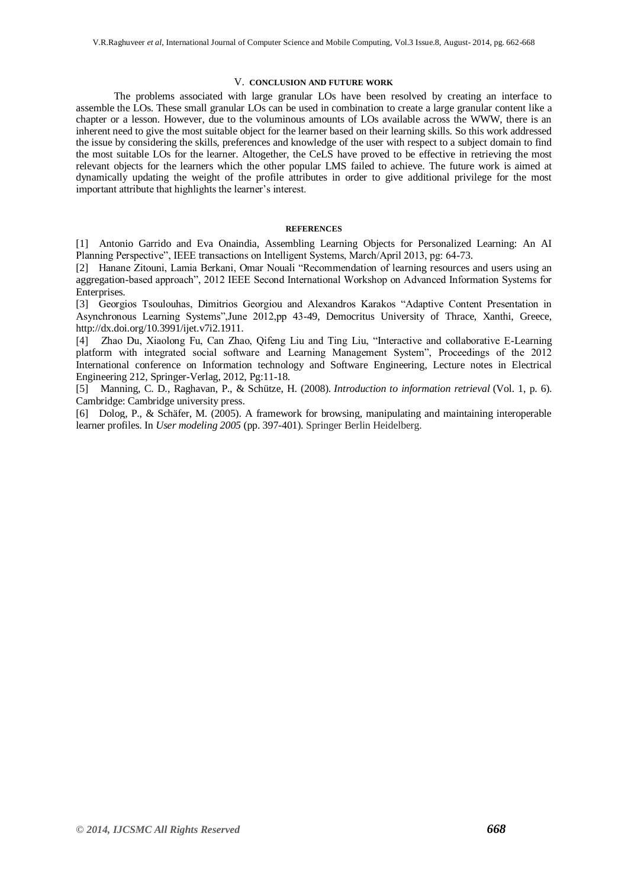## V. CONCLUSION AND FUTURE WORK

The problems associated with large granular LOs have been resolved by creating an interface to assemble the LOs. These small granular LOs can be used in combination to create a large granular content like a chapter or a lesson. However, due to the voluminous amounts of LOs available across the WWW, there is an inherent need to give the most suitable object for the learner based on their learning skills. So this work addressed the issue by considering the skills, preferences and knowledge of the user with respect to a subject domain to find the most suitable LOs for the learner. Altogether, the CeLS have proved to be effective in retrieving the most relevant objects for the learners which the other popular LMS failed to achieve. The future work is aimed at dynamically updating the weight of the profile attributes in order to give additional privilege for the most important attribute that highlights the learner's interest.

## REFERENCES

[1] Antonio Garrido and Eva Onaindia, Assembling Learning Objects for Personalized Learning: An AI Planning Perspective", IEEE transactions on Intelligent Systems, March/April 2013, pg: 64-73.

[2] Hanane Zitouni, Lamia Berkani, Omar Nouali "Recommendation of learning resources and users using an aggregation-based approach", 2012 IEEE Second International Workshop on Advanced Information Systems for Enterprises.

[3] Georgios Tsoulouhas, Dimitrios Georgiou and Alexandros Karakos "Adaptive Content Presentation in Asynchronous Learning Systems",June 2012,pp 43-49, Democritus University of Thrace, Xanthi, Greece, http://dx.doi.org/10.3991/ijet.v7i2.1911.

[4] Zhao Du, Xiaolong Fu, Can Zhao, Qifeng Liu and Ting Liu, "Interactive and collaborative E-Learning platform with integrated social software and Learning Management System", Proceedings of the 2012 International conference on Information technology and Software Engineering, Lecture notes in Electrical Engineering 212, Springer-Verlag, 2012, Pg:11-18.

[5] Manning, C. D., Raghavan, P., & Schütze, H. (2008). *Introduction to information retrieval* (Vol. 1, p. 6). Cambridge: Cambridge university press.

[6] Dolog, P., & Schäfer, M. (2005). A framework for browsing, manipulating and maintaining interoperable learner profiles. In *User modeling 2005* (pp. 397-401). Springer Berlin Heidelberg.